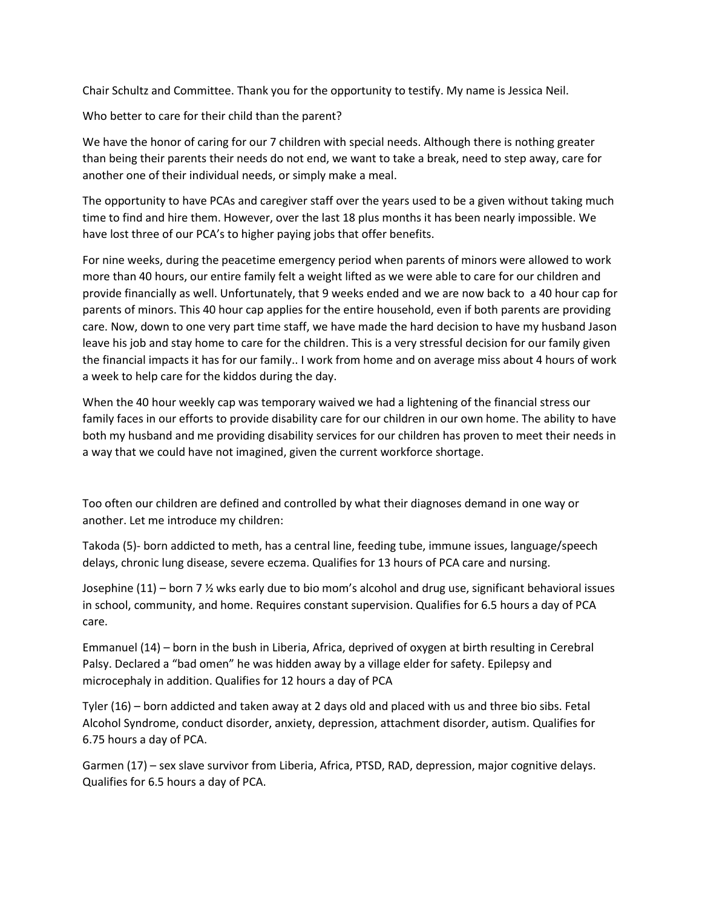Chair Schultz and Committee. Thank you for the opportunity to testify. My name is Jessica Neil.

Who better to care for their child than the parent?

We have the honor of caring for our 7 children with special needs. Although there is nothing greater than being their parents their needs do not end, we want to take a break, need to step away, care for another one of their individual needs, or simply make a meal.

The opportunity to have PCAs and caregiver staff over the years used to be a given without taking much time to find and hire them. However, over the last 18 plus months it has been nearly impossible. We have lost three of our PCA's to higher paying jobs that offer benefits.

For nine weeks, during the peacetime emergency period when parents of minors were allowed to work more than 40 hours, our entire family felt a weight lifted as we were able to care for our children and provide financially as well. Unfortunately, that 9 weeks ended and we are now back to a 40 hour cap for parents of minors. This 40 hour cap applies for the entire household, even if both parents are providing care. Now, down to one very part time staff, we have made the hard decision to have my husband Jason leave his job and stay home to care for the children. This is a very stressful decision for our family given the financial impacts it has for our family.. I work from home and on average miss about 4 hours of work a week to help care for the kiddos during the day.

When the 40 hour weekly cap was temporary waived we had a lightening of the financial stress our family faces in our efforts to provide disability care for our children in our own home. The ability to have both my husband and me providing disability services for our children has proven to meet their needs in a way that we could have not imagined, given the current workforce shortage.

Too often our children are defined and controlled by what their diagnoses demand in one way or another. Let me introduce my children:

Takoda (5)- born addicted to meth, has a central line, feeding tube, immune issues, language/speech delays, chronic lung disease, severe eczema. Qualifies for 13 hours of PCA care and nursing.

Josephine (11) – born 7 ½ wks early due to bio mom's alcohol and drug use, significant behavioral issues in school, community, and home. Requires constant supervision. Qualifies for 6.5 hours a day of PCA care.

Emmanuel (14) – born in the bush in Liberia, Africa, deprived of oxygen at birth resulting in Cerebral Palsy. Declared a "bad omen" he was hidden away by a village elder for safety. Epilepsy and microcephaly in addition. Qualifies for 12 hours a day of PCA

Tyler (16) – born addicted and taken away at 2 days old and placed with us and three bio sibs. Fetal Alcohol Syndrome, conduct disorder, anxiety, depression, attachment disorder, autism. Qualifies for 6.75 hours a day of PCA.

Garmen (17) – sex slave survivor from Liberia, Africa, PTSD, RAD, depression, major cognitive delays. Qualifies for 6.5 hours a day of PCA.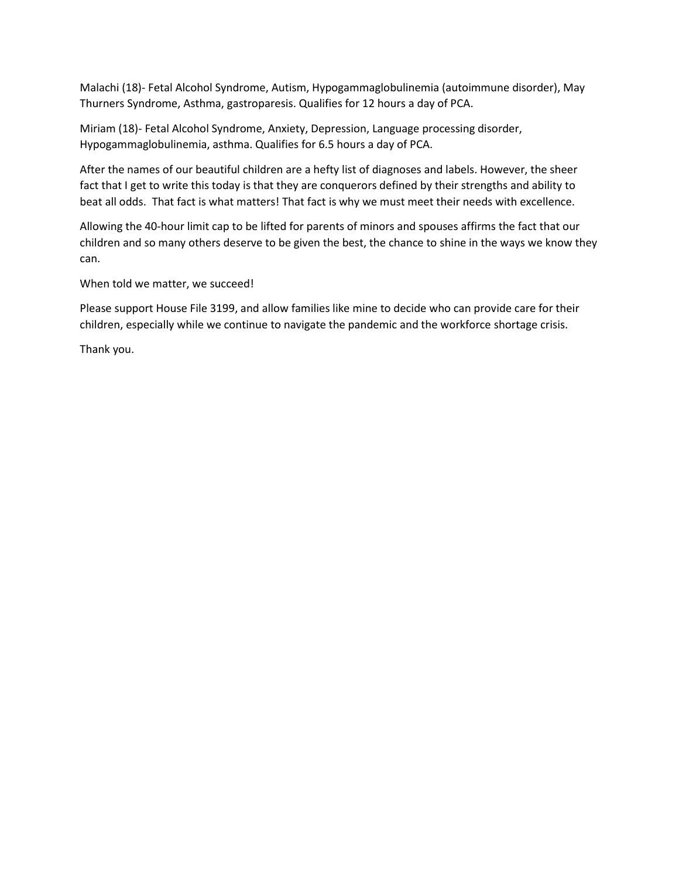Malachi (18)- Fetal Alcohol Syndrome, Autism, Hypogammaglobulinemia (autoimmune disorder), May Thurners Syndrome, Asthma, gastroparesis. Qualifies for 12 hours a day of PCA.

Miriam (18)- Fetal Alcohol Syndrome, Anxiety, Depression, Language processing disorder, Hypogammaglobulinemia, asthma. Qualifies for 6.5 hours a day of PCA.

After the names of our beautiful children are a hefty list of diagnoses and labels. However, the sheer fact that I get to write this today is that they are conquerors defined by their strengths and ability to beat all odds. That fact is what matters! That fact is why we must meet their needs with excellence.

Allowing the 40-hour limit cap to be lifted for parents of minors and spouses affirms the fact that our children and so many others deserve to be given the best, the chance to shine in the ways we know they can.

When told we matter, we succeed!

Please support House File 3199, and allow families like mine to decide who can provide care for their children, especially while we continue to navigate the pandemic and the workforce shortage crisis.

Thank you.